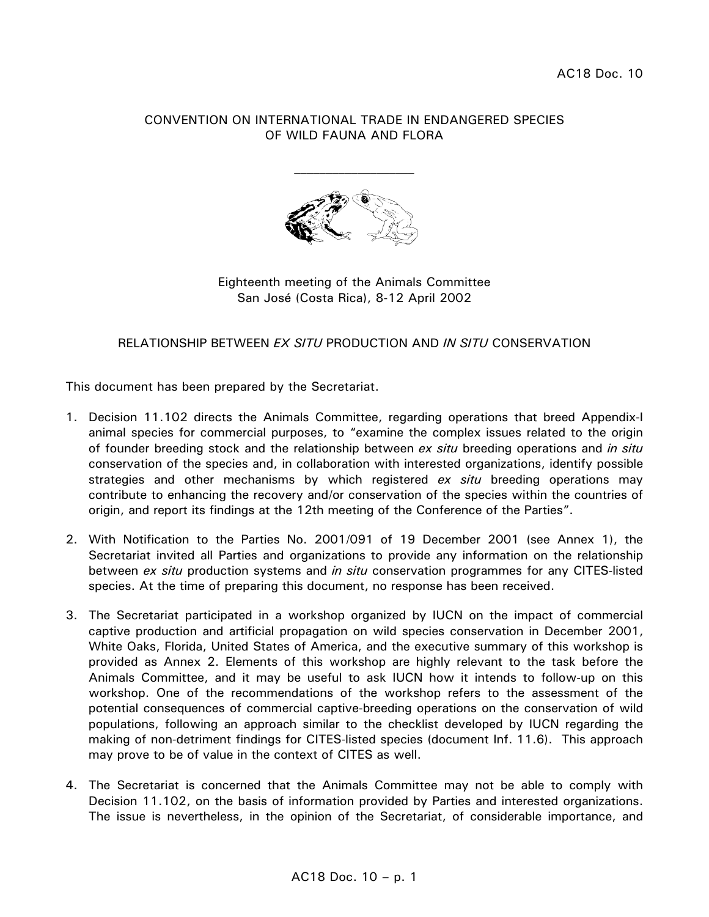AC18 Doc. 10

CONVENTION ON INTERNATIONAL TRADE IN ENDANGERED SPECIES
OF WILD FAUNA AND FLORA

---

Eighteenth meeting of the Animals Committee
San José (Costa Rica), 8-12 April 2002

## RELATIONSHIP BETWEEN *EX SITU* PRODUCTION AND *IN SITU* CONSERVATION

This document has been prepared by the Secretariat.

1. Decision 11.102 directs the Animals Committee, regarding operations that breed Appendix-I animal species for commercial purposes, to "examine the complex issues related to the origin of founder breeding stock and the relationship between *ex situ* breeding operations and *in situ* conservation of the species and, in collaboration with interested organizations, identify possible strategies and other mechanisms by which registered *ex situ* breeding operations may contribute to enhancing the recovery and/or conservation of the species within the countries of origin, and report its findings at the 12th meeting of the Conference of the Parties".

2. With Notification to the Parties No. 2001/091 of 19 December 2001 (see Annex 1), the Secretariat invited all Parties and organizations to provide any information on the relationship between *ex situ* production systems and *in situ* conservation programmes for any CITES-listed species. At the time of preparing this document, no response has been received.

3. The Secretariat participated in a workshop organized by IUCN on the impact of commercial captive production and artificial propagation on wild species conservation in December 2001, White Oaks, Florida, United States of America, and the executive summary of this workshop is provided as Annex 2. Elements of this workshop are highly relevant to the task before the Animals Committee, and it may be useful to ask IUCN how it intends to follow-up on this workshop. One of the recommendations of the workshop refers to the assessment of the potential consequences of commercial captive-breeding operations on the conservation of wild populations, following an approach similar to the checklist developed by IUCN regarding the making of non-detriment findings for CITES-listed species (document Inf. 11.6). This approach may prove to be of value in the context of CITES as well.

4. The Secretariat is concerned that the Animals Committee may not be able to comply with Decision 11.102, on the basis of information provided by Parties and interested organizations. The issue is nevertheless, in the opinion of the Secretariat, of considerable importance, and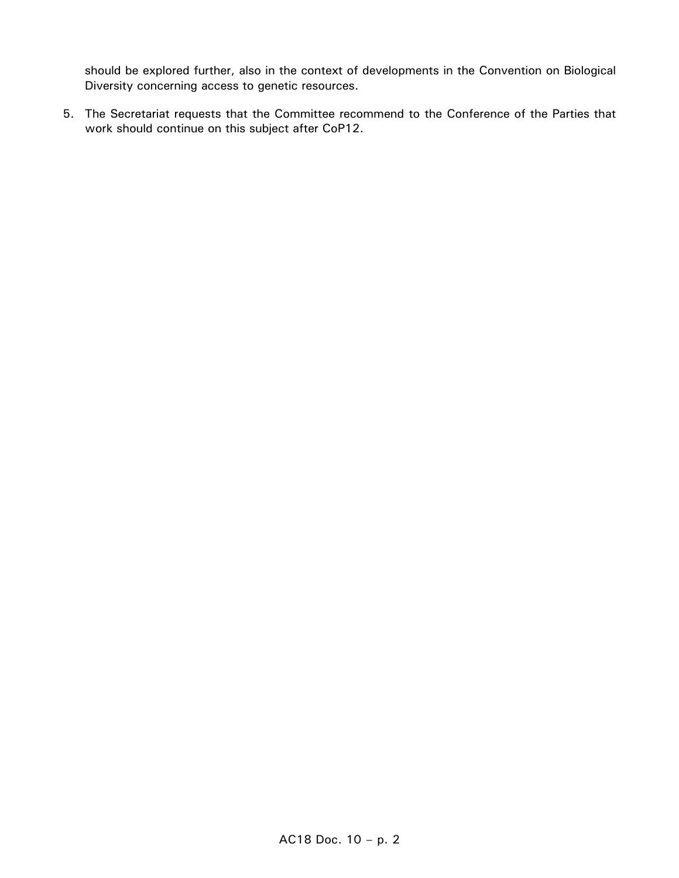should be explored further, also in the context of developments in the Convention on Biological Diversity concerning access to genetic resources.

5. The Secretariat requests that the Committee recommend to the Conference of the Parties that work should continue on this subject after CoP12.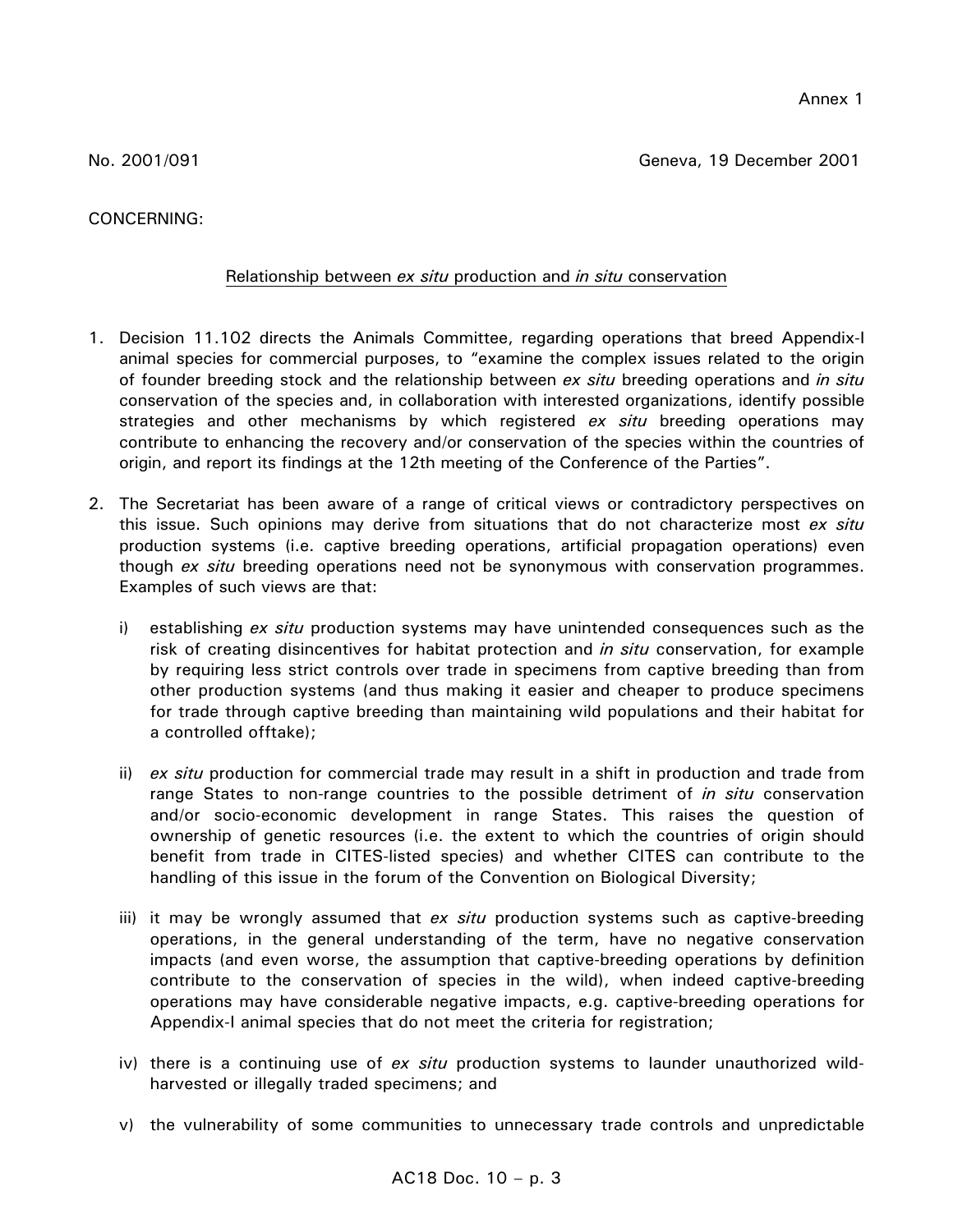Annex 1

No. 2001/091

Geneva, 19 December 2001

CONCERNING:

Relationship between *ex situ* production and *in situ* conservation

1. Decision 11.102 directs the Animals Committee, regarding operations that breed Appendix-I animal species for commercial purposes, to "examine the complex issues related to the origin of founder breeding stock and the relationship between *ex situ* breeding operations and *in situ* conservation of the species and, in collaboration with interested organizations, identify possible strategies and other mechanisms by which registered *ex situ* breeding operations may contribute to enhancing the recovery and/or conservation of the species within the countries of origin, and report its findings at the 12th meeting of the Conference of the Parties".

2. The Secretariat has been aware of a range of critical views or contradictory perspectives on this issue. Such opinions may derive from situations that do not characterize most *ex situ* production systems (i.e. captive breeding operations, artificial propagation operations) even though *ex situ* breeding operations need not be synonymous with conservation programmes. Examples of such views are that:

   i) establishing *ex situ* production systems may have unintended consequences such as the risk of creating disincentives for habitat protection and *in situ* conservation, for example by requiring less strict controls over trade in specimens from captive breeding than from other production systems (and thus making it easier and cheaper to produce specimens for trade through captive breeding than maintaining wild populations and their habitat for a controlled offtake);

   ii) *ex situ* production for commercial trade may result in a shift in production and trade from range States to non-range countries to the possible detriment of *in situ* conservation and/or socio-economic development in range States. This raises the question of ownership of genetic resources (i.e. the extent to which the countries of origin should benefit from trade in CITES-listed species) and whether CITES can contribute to the handling of this issue in the forum of the Convention on Biological Diversity;

   iii) it may be wrongly assumed that *ex situ* production systems such as captive-breeding operations, in the general understanding of the term, have no negative conservation impacts (and even worse, the assumption that captive-breeding operations by definition contribute to the conservation of species in the wild), when indeed captive-breeding operations may have considerable negative impacts, e.g. captive-breeding operations for Appendix-I animal species that do not meet the criteria for registration;

   iv) there is a continuing use of *ex situ* production systems to launder unauthorized wild-harvested or illegally traded specimens; and

   v) the vulnerability of some communities to unnecessary trade controls and unpredictable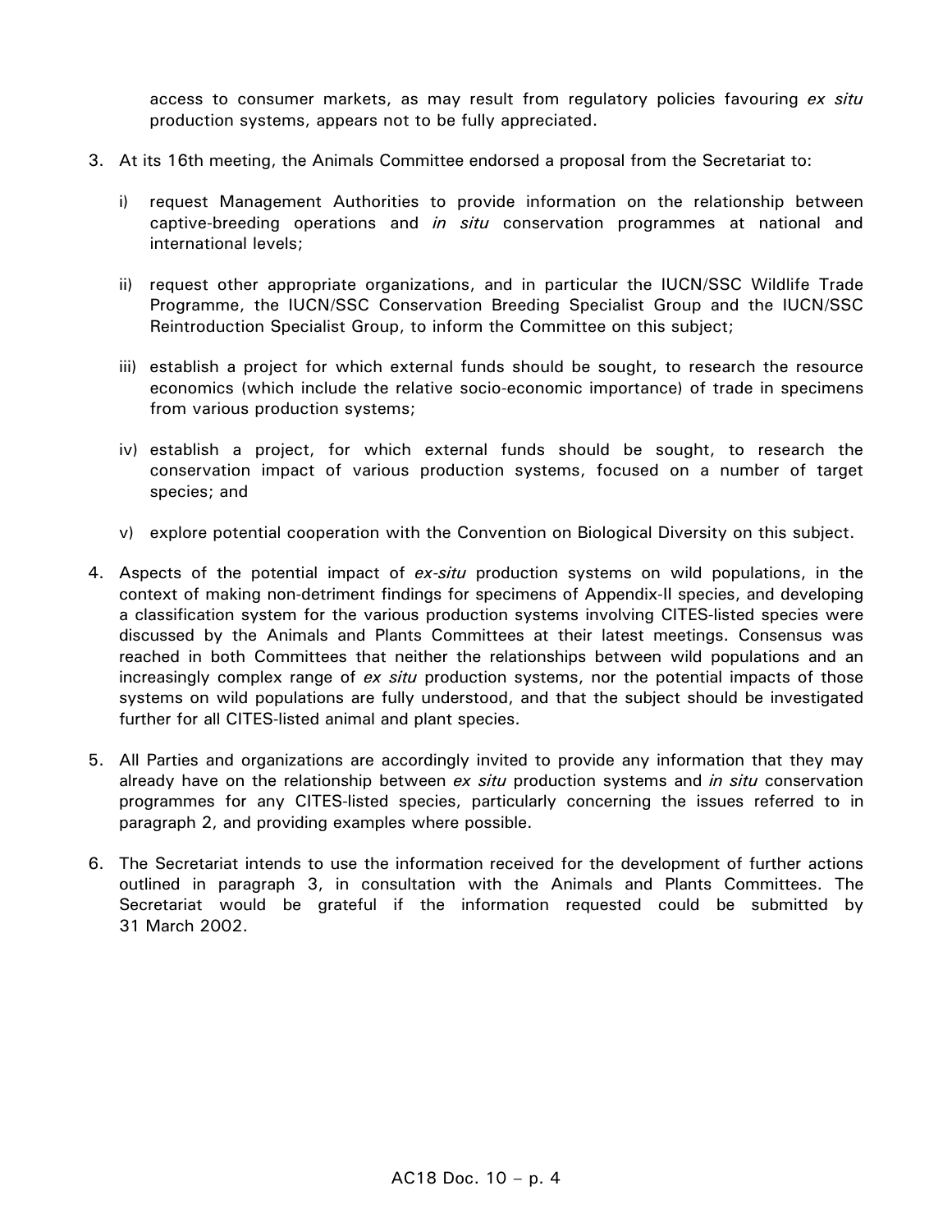access to consumer markets, as may result from regulatory policies favouring *ex situ* production systems, appears not to be fully appreciated.

3. At its 16th meeting, the Animals Committee endorsed a proposal from the Secretariat to:

   i) request Management Authorities to provide information on the relationship between captive-breeding operations and *in situ* conservation programmes at national and international levels;

   ii) request other appropriate organizations, and in particular the IUCN/SSC Wildlife Trade Programme, the IUCN/SSC Conservation Breeding Specialist Group and the IUCN/SSC Reintroduction Specialist Group, to inform the Committee on this subject;

   iii) establish a project for which external funds should be sought, to research the resource economics (which include the relative socio-economic importance) of trade in specimens from various production systems;

   iv) establish a project, for which external funds should be sought, to research the conservation impact of various production systems, focused on a number of target species; and

   v) explore potential cooperation with the Convention on Biological Diversity on this subject.

4. Aspects of the potential impact of *ex-situ* production systems on wild populations, in the context of making non-detriment findings for specimens of Appendix-II species, and developing a classification system for the various production systems involving CITES-listed species were discussed by the Animals and Plants Committees at their latest meetings. Consensus was reached in both Committees that neither the relationships between wild populations and an increasingly complex range of *ex situ* production systems, nor the potential impacts of those systems on wild populations are fully understood, and that the subject should be investigated further for all CITES-listed animal and plant species.

5. All Parties and organizations are accordingly invited to provide any information that they may already have on the relationship between *ex situ* production systems and *in situ* conservation programmes for any CITES-listed species, particularly concerning the issues referred to in paragraph 2, and providing examples where possible.

6. The Secretariat intends to use the information received for the development of further actions outlined in paragraph 3, in consultation with the Animals and Plants Committees. The Secretariat would be grateful if the information requested could be submitted by 31 March 2002.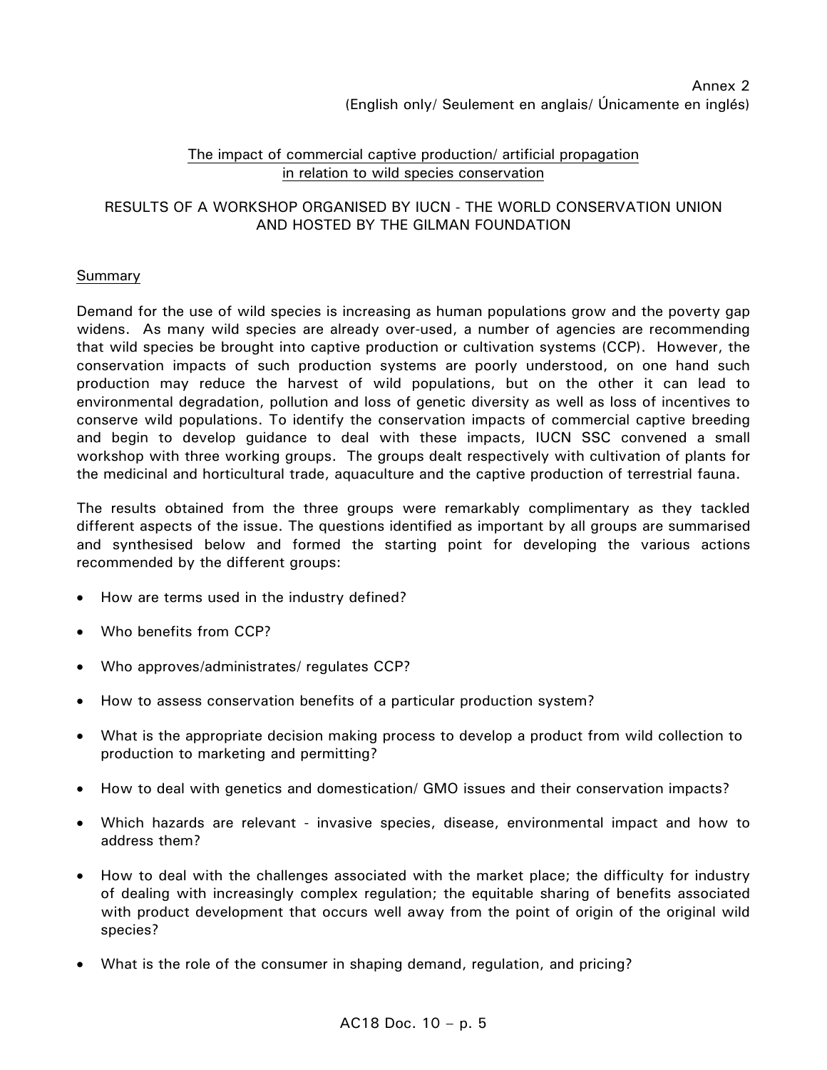Annex 2
(English only/ Seulement en anglais/ Únicamente en inglés)

## The impact of commercial captive production/ artificial propagation in relation to wild species conservation

### RESULTS OF A WORKSHOP ORGANISED BY IUCN - THE WORLD CONSERVATION UNION AND HOSTED BY THE GILMAN FOUNDATION

### Summary

Demand for the use of wild species is increasing as human populations grow and the poverty gap widens. As many wild species are already over-used, a number of agencies are recommending that wild species be brought into captive production or cultivation systems (CCP). However, the conservation impacts of such production systems are poorly understood, on one hand such production may reduce the harvest of wild populations, but on the other it can lead to environmental degradation, pollution and loss of genetic diversity as well as loss of incentives to conserve wild populations. To identify the conservation impacts of commercial captive breeding and begin to develop guidance to deal with these impacts, IUCN SSC convened a small workshop with three working groups. The groups dealt respectively with cultivation of plants for the medicinal and horticultural trade, aquaculture and the captive production of terrestrial fauna.

The results obtained from the three groups were remarkably complimentary as they tackled different aspects of the issue. The questions identified as important by all groups are summarised and synthesised below and formed the starting point for developing the various actions recommended by the different groups:

- How are terms used in the industry defined?
- Who benefits from CCP?
- Who approves/administrates/ regulates CCP?
- How to assess conservation benefits of a particular production system?
- What is the appropriate decision making process to develop a product from wild collection to production to marketing and permitting?
- How to deal with genetics and domestication/ GMO issues and their conservation impacts?
- Which hazards are relevant - invasive species, disease, environmental impact and how to address them?
- How to deal with the challenges associated with the market place; the difficulty for industry of dealing with increasingly complex regulation; the equitable sharing of benefits associated with product development that occurs well away from the point of origin of the original wild species?
- What is the role of the consumer in shaping demand, regulation, and pricing?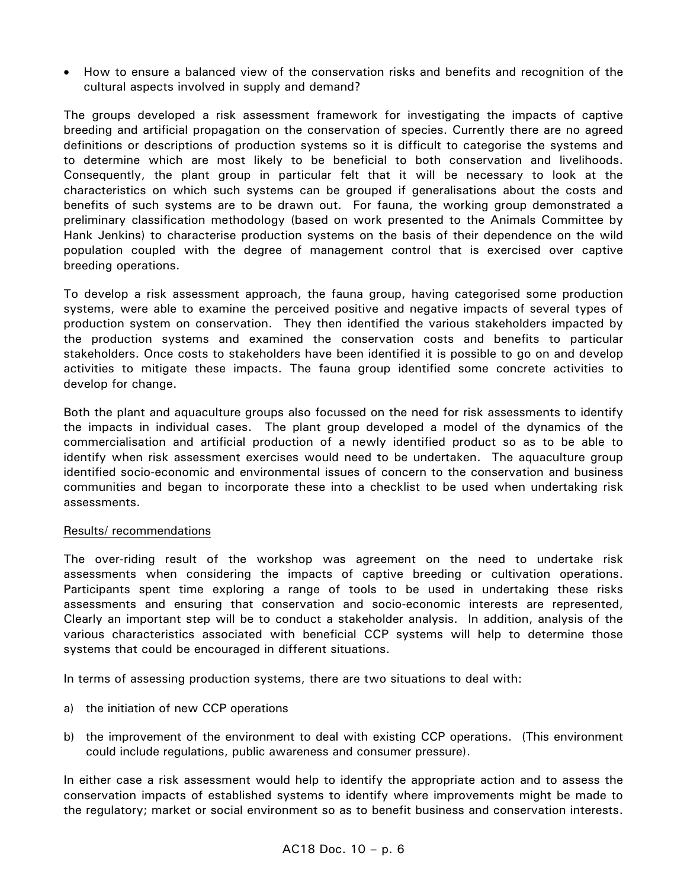- How to ensure a balanced view of the conservation risks and benefits and recognition of the cultural aspects involved in supply and demand?

The groups developed a risk assessment framework for investigating the impacts of captive breeding and artificial propagation on the conservation of species. Currently there are no agreed definitions or descriptions of production systems so it is difficult to categorise the systems and to determine which are most likely to be beneficial to both conservation and livelihoods. Consequently, the plant group in particular felt that it will be necessary to look at the characteristics on which such systems can be grouped if generalisations about the costs and benefits of such systems are to be drawn out. For fauna, the working group demonstrated a preliminary classification methodology (based on work presented to the Animals Committee by Hank Jenkins) to characterise production systems on the basis of their dependence on the wild population coupled with the degree of management control that is exercised over captive breeding operations.

To develop a risk assessment approach, the fauna group, having categorised some production systems, were able to examine the perceived positive and negative impacts of several types of production system on conservation. They then identified the various stakeholders impacted by the production systems and examined the conservation costs and benefits to particular stakeholders. Once costs to stakeholders have been identified it is possible to go on and develop activities to mitigate these impacts. The fauna group identified some concrete activities to develop for change.

Both the plant and aquaculture groups also focussed on the need for risk assessments to identify the impacts in individual cases. The plant group developed a model of the dynamics of the commercialisation and artificial production of a newly identified product so as to be able to identify when risk assessment exercises would need to be undertaken. The aquaculture group identified socio-economic and environmental issues of concern to the conservation and business communities and began to incorporate these into a checklist to be used when undertaking risk assessments.

<u>Results/ recommendations</u>

The over-riding result of the workshop was agreement on the need to undertake risk assessments when considering the impacts of captive breeding or cultivation operations. Participants spent time exploring a range of tools to be used in undertaking these risks assessments and ensuring that conservation and socio-economic interests are represented, Clearly an important step will be to conduct a stakeholder analysis. In addition, analysis of the various characteristics associated with beneficial CCP systems will help to determine those systems that could be encouraged in different situations.

In terms of assessing production systems, there are two situations to deal with:

a) the initiation of new CCP operations

b) the improvement of the environment to deal with existing CCP operations. (This environment could include regulations, public awareness and consumer pressure).

In either case a risk assessment would help to identify the appropriate action and to assess the conservation impacts of established systems to identify where improvements might be made to the regulatory; market or social environment so as to benefit business and conservation interests.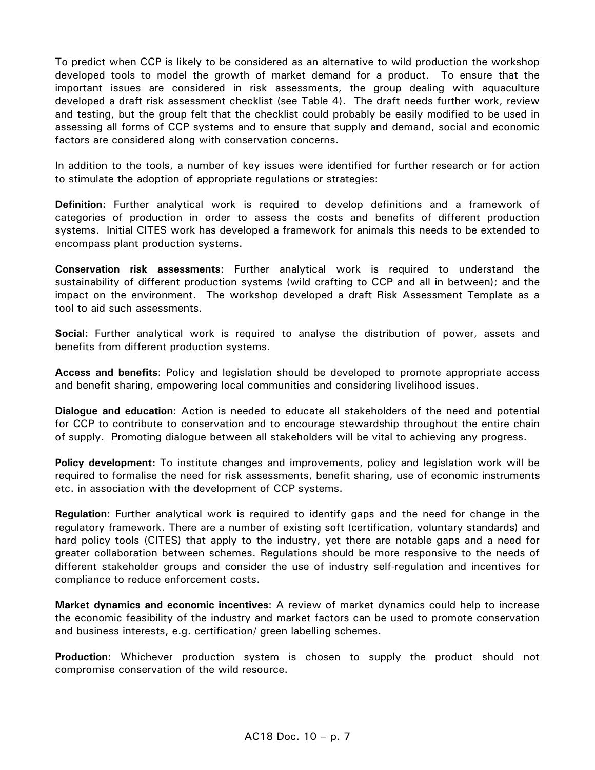To predict when CCP is likely to be considered as an alternative to wild production the workshop developed tools to model the growth of market demand for a product. To ensure that the important issues are considered in risk assessments, the group dealing with aquaculture developed a draft risk assessment checklist (see Table 4). The draft needs further work, review and testing, but the group felt that the checklist could probably be easily modified to be used in assessing all forms of CCP systems and to ensure that supply and demand, social and economic factors are considered along with conservation concerns.

In addition to the tools, a number of key issues were identified for further research or for action to stimulate the adoption of appropriate regulations or strategies:

**Definition:** Further analytical work is required to develop definitions and a framework of categories of production in order to assess the costs and benefits of different production systems. Initial CITES work has developed a framework for animals this needs to be extended to encompass plant production systems.

**Conservation risk assessments**: Further analytical work is required to understand the sustainability of different production systems (wild crafting to CCP and all in between); and the impact on the environment. The workshop developed a draft Risk Assessment Template as a tool to aid such assessments.

**Social:** Further analytical work is required to analyse the distribution of power, assets and benefits from different production systems.

**Access and benefits**: Policy and legislation should be developed to promote appropriate access and benefit sharing, empowering local communities and considering livelihood issues.

**Dialogue and education**: Action is needed to educate all stakeholders of the need and potential for CCP to contribute to conservation and to encourage stewardship throughout the entire chain of supply. Promoting dialogue between all stakeholders will be vital to achieving any progress.

**Policy development:** To institute changes and improvements, policy and legislation work will be required to formalise the need for risk assessments, benefit sharing, use of economic instruments etc. in association with the development of CCP systems.

**Regulation**: Further analytical work is required to identify gaps and the need for change in the regulatory framework. There are a number of existing soft (certification, voluntary standards) and hard policy tools (CITES) that apply to the industry, yet there are notable gaps and a need for greater collaboration between schemes. Regulations should be more responsive to the needs of different stakeholder groups and consider the use of industry self-regulation and incentives for compliance to reduce enforcement costs.

**Market dynamics and economic incentives**: A review of market dynamics could help to increase the economic feasibility of the industry and market factors can be used to promote conservation and business interests, e.g. certification/ green labelling schemes.

**Production**: Whichever production system is chosen to supply the product should not compromise conservation of the wild resource.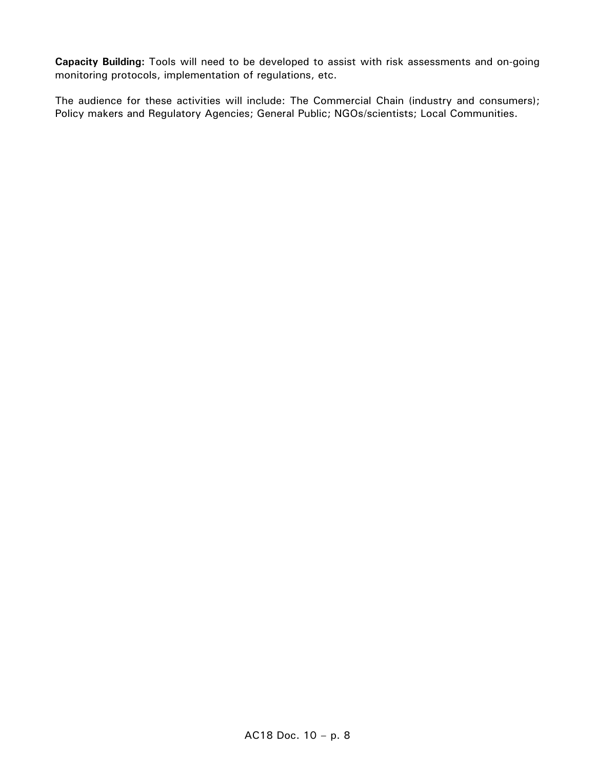**Capacity Building:** Tools will need to be developed to assist with risk assessments and on-going monitoring protocols, implementation of regulations, etc.

The audience for these activities will include: The Commercial Chain (industry and consumers); Policy makers and Regulatory Agencies; General Public; NGOs/scientists; Local Communities.